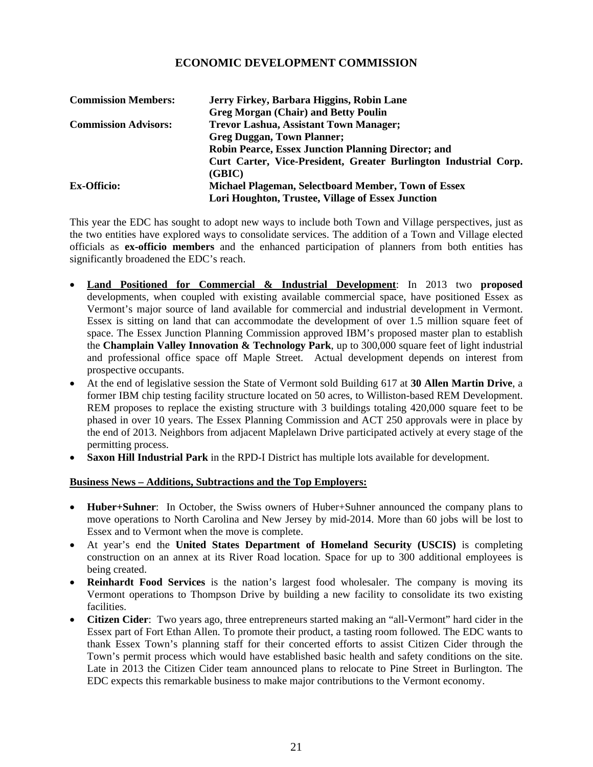# ECONOMIC DEVELOPMENT COMMISSION

| | |
|---|---|
| **Commission Members:** | **Jerry Firkey, Barbara Higgins, Robin Lane** |
| | **Greg Morgan (Chair) and Betty Poulin** |
| **Commission Advisors:** | **Trevor Lashua, Assistant Town Manager;** |
| | **Greg Duggan, Town Planner;** |
| | **Robin Pearce, Essex Junction Planning Director; and** |
| | **Curt Carter, Vice-President, Greater Burlington Industrial Corp. (GBIC)** |
| **Ex-Officio:** | **Michael Plageman, Selectboard Member, Town of Essex** |
| | **Lori Houghton, Trustee, Village of Essex Junction** |

This year the EDC has sought to adopt new ways to include both Town and Village perspectives, just as the two entities have explored ways to consolidate services. The addition of a Town and Village elected officials as **ex-officio members** and the enhanced participation of planners from both entities has significantly broadened the EDC's reach.

- **Land Positioned for Commercial & Industrial Development**: In 2013 two **proposed** developments, when coupled with existing available commercial space, have positioned Essex as Vermont's major source of land available for commercial and industrial development in Vermont. Essex is sitting on land that can accommodate the development of over 1.5 million square feet of space. The Essex Junction Planning Commission approved IBM's proposed master plan to establish the **Champlain Valley Innovation & Technology Park**, up to 300,000 square feet of light industrial and professional office space off Maple Street. Actual development depends on interest from prospective occupants.
- At the end of legislative session the State of Vermont sold Building 617 at **30 Allen Martin Drive**, a former IBM chip testing facility structure located on 50 acres, to Williston-based REM Development. REM proposes to replace the existing structure with 3 buildings totaling 420,000 square feet to be phased in over 10 years. The Essex Planning Commission and ACT 250 approvals were in place by the end of 2013. Neighbors from adjacent Maplelawn Drive participated actively at every stage of the permitting process.
- **Saxon Hill Industrial Park** in the RPD-I District has multiple lots available for development.

**Business News – Additions, Subtractions and the Top Employers:**

- **Huber+Suhner**: In October, the Swiss owners of Huber+Suhner announced the company plans to move operations to North Carolina and New Jersey by mid-2014. More than 60 jobs will be lost to Essex and to Vermont when the move is complete.
- At year's end the **United States Department of Homeland Security (USCIS)** is completing construction on an annex at its River Road location. Space for up to 300 additional employees is being created.
- **Reinhardt Food Services** is the nation's largest food wholesaler. The company is moving its Vermont operations to Thompson Drive by building a new facility to consolidate its two existing facilities.
- **Citizen Cider**: Two years ago, three entrepreneurs started making an "all-Vermont" hard cider in the Essex part of Fort Ethan Allen. To promote their product, a tasting room followed. The EDC wants to thank Essex Town's planning staff for their concerted efforts to assist Citizen Cider through the Town's permit process which would have established basic health and safety conditions on the site. Late in 2013 the Citizen Cider team announced plans to relocate to Pine Street in Burlington. The EDC expects this remarkable business to make major contributions to the Vermont economy.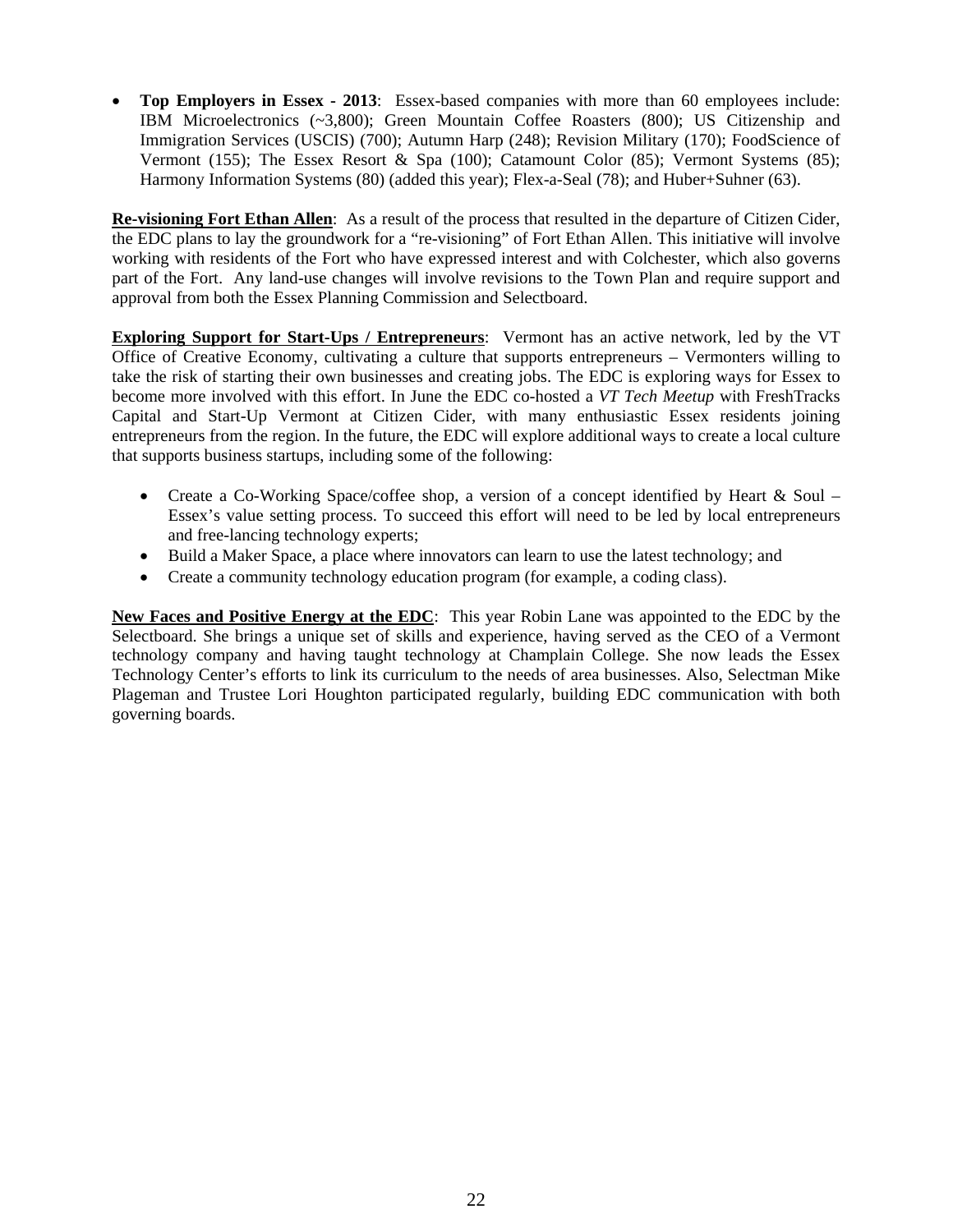- **Top Employers in Essex - 2013**: Essex-based companies with more than 60 employees include: IBM Microelectronics (~3,800); Green Mountain Coffee Roasters (800); US Citizenship and Immigration Services (USCIS) (700); Autumn Harp (248); Revision Military (170); FoodScience of Vermont (155); The Essex Resort & Spa (100); Catamount Color (85); Vermont Systems (85); Harmony Information Systems (80) (added this year); Flex-a-Seal (78); and Huber+Suhner (63).

**Re-visioning Fort Ethan Allen**: As a result of the process that resulted in the departure of Citizen Cider, the EDC plans to lay the groundwork for a "re-visioning" of Fort Ethan Allen. This initiative will involve working with residents of the Fort who have expressed interest and with Colchester, which also governs part of the Fort. Any land-use changes will involve revisions to the Town Plan and require support and approval from both the Essex Planning Commission and Selectboard.

**Exploring Support for Start-Ups / Entrepreneurs**: Vermont has an active network, led by the VT Office of Creative Economy, cultivating a culture that supports entrepreneurs – Vermonters willing to take the risk of starting their own businesses and creating jobs. The EDC is exploring ways for Essex to become more involved with this effort. In June the EDC co-hosted a *VT Tech Meetup* with FreshTracks Capital and Start-Up Vermont at Citizen Cider, with many enthusiastic Essex residents joining entrepreneurs from the region. In the future, the EDC will explore additional ways to create a local culture that supports business startups, including some of the following:

- Create a Co-Working Space/coffee shop, a version of a concept identified by Heart & Soul – Essex's value setting process. To succeed this effort will need to be led by local entrepreneurs and free-lancing technology experts;
- Build a Maker Space, a place where innovators can learn to use the latest technology; and
- Create a community technology education program (for example, a coding class).

**New Faces and Positive Energy at the EDC**: This year Robin Lane was appointed to the EDC by the Selectboard. She brings a unique set of skills and experience, having served as the CEO of a Vermont technology company and having taught technology at Champlain College. She now leads the Essex Technology Center's efforts to link its curriculum to the needs of area businesses. Also, Selectman Mike Plageman and Trustee Lori Houghton participated regularly, building EDC communication with both governing boards.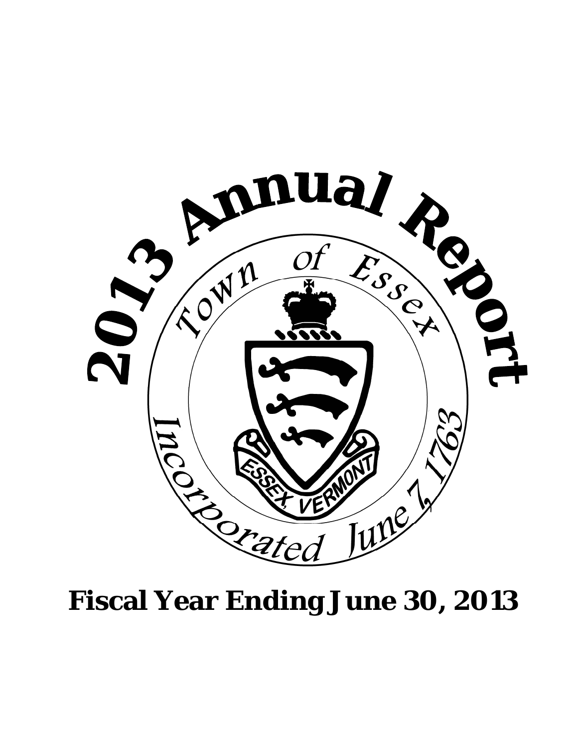# 2013 Annual Report

Town of Essex

ESSEX, VERMONT

Incorporated June 7, 1763

## Fiscal Year Ending June 30, 2013